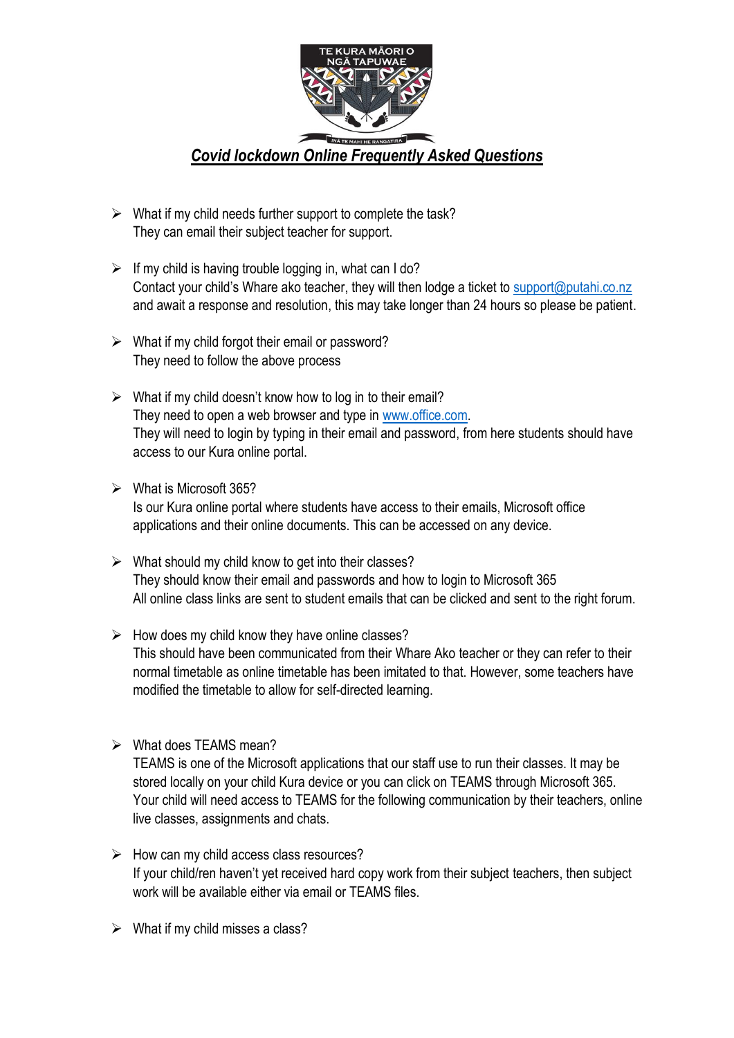TE KURA MĀORI O NGĀ TAPUWAE

INĀ TE MAHI HE RANGATIRA

## ***Covid lockdown Online Frequently Asked Questions***

- What if my child needs further support to complete the task?
  They can email their subject teacher for support.

- If my child is having trouble logging in, what can I do?
  Contact your child's Whare ako teacher, they will then lodge a ticket to support@putahi.co.nz and await a response and resolution, this may take longer than 24 hours so please be patient.

- What if my child forgot their email or password?
  They need to follow the above process

- What if my child doesn't know how to log in to their email?
  They need to open a web browser and type in www.office.com.
  They will need to login by typing in their email and password, from here students should have access to our Kura online portal.

- What is Microsoft 365?
  Is our Kura online portal where students have access to their emails, Microsoft office applications and their online documents. This can be accessed on any device.

- What should my child know to get into their classes?
  They should know their email and passwords and how to login to Microsoft 365
  All online class links are sent to student emails that can be clicked and sent to the right forum.

- How does my child know they have online classes?
  This should have been communicated from their Whare Ako teacher or they can refer to their normal timetable as online timetable has been imitated to that. However, some teachers have modified the timetable to allow for self-directed learning.

- What does TEAMS mean?
  TEAMS is one of the Microsoft applications that our staff use to run their classes. It may be stored locally on your child Kura device or you can click on TEAMS through Microsoft 365. Your child will need access to TEAMS for the following communication by their teachers, online live classes, assignments and chats.

- How can my child access class resources?
  If your child/ren haven't yet received hard copy work from their subject teachers, then subject work will be available either via email or TEAMS files.

- What if my child misses a class?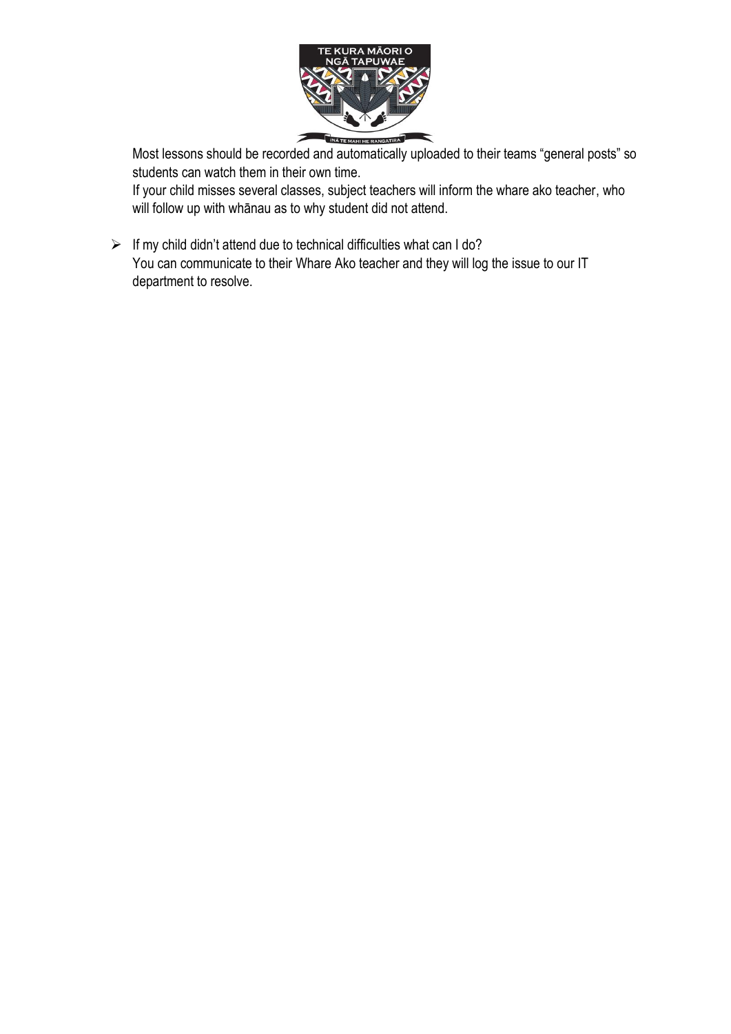Most lessons should be recorded and automatically uploaded to their teams "general posts" so students can watch them in their own time.
If your child misses several classes, subject teachers will inform the whare ako teacher, who will follow up with whānau as to why student did not attend.

- If my child didn't attend due to technical difficulties what can I do?
  You can communicate to their Whare Ako teacher and they will log the issue to our IT department to resolve.